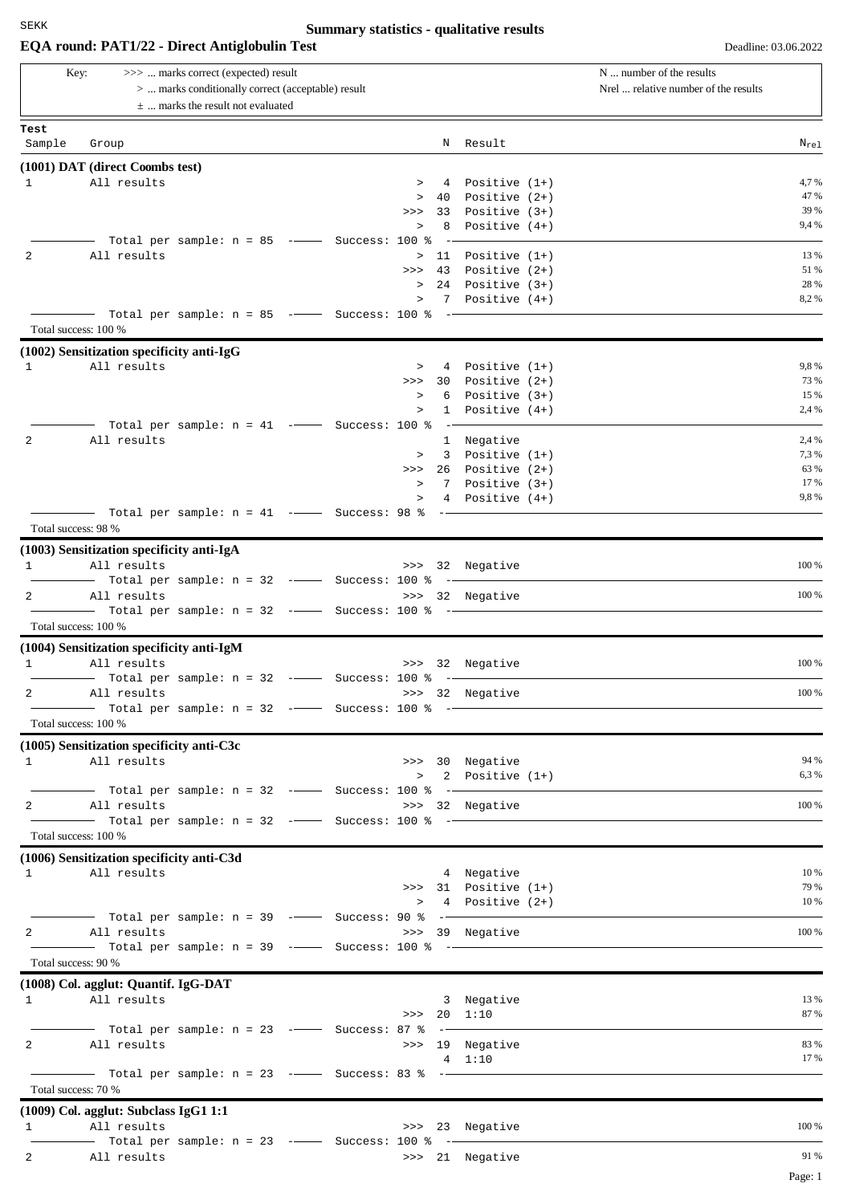**Summary statistics - qualitative results**

## EQA round: PAT1/22 - Direct Antiglobulin Test

Deadline: 03.06.2022

| Key: | |
|---|---|
| >>> ... marks correct (expected) result | N ... number of the results |
| > ... marks conditionally correct (acceptable) result | Nrel ... relative number of the results |
| ± ... marks the result not evaluated | |

| Test Sample | Group | | N | Result | $N_{rel}$ |
|---|---|---|---|---|---|
| **(1001) DAT (direct Coombs test)** | | | | | |
| 1 | All results | > | 4 | Positive (1+) | 4,7 % |
| | | > | 40 | Positive (2+) | 47 % |
| | | >>> | 33 | Positive (3+) | 39 % |
| | | > | 8 | Positive (4+) | 9,4 % |
| | Total per sample: n = 85 | Success: 100 % | | | |
| 2 | All results | > | 11 | Positive (1+) | 13 % |
| | | >>> | 43 | Positive (2+) | 51 % |
| | | > | 24 | Positive (3+) | 28 % |
| | | > | 7 | Positive (4+) | 8,2 % |
| | Total per sample: n = 85 | Success: 100 % | | | |
| Total success: 100 % | | | | | |
| **(1002) Sensitization specificity anti-IgG** | | | | | |
| 1 | All results | > | 4 | Positive (1+) | 9,8 % |
| | | >>> | 30 | Positive (2+) | 73 % |
| | | > | 6 | Positive (3+) | 15 % |
| | | > | 1 | Positive (4+) | 2,4 % |
| | Total per sample: n = 41 | Success: 100 % | | | |
| 2 | All results | | 1 | Negative | 2,4 % |
| | | > | 3 | Positive (1+) | 7,3 % |
| | | >>> | 26 | Positive (2+) | 63 % |
| | | > | 7 | Positive (3+) | 17 % |
| | | > | 4 | Positive (4+) | 9,8 % |
| | Total per sample: n = 41 | Success: 98 % | | | |
| Total success: 98 % | | | | | |
| **(1003) Sensitization specificity anti-IgA** | | | | | |
| 1 | All results | >>> | 32 | Negative | 100 % |
| | Total per sample: n = 32 | Success: 100 % | | | |
| 2 | All results | >>> | 32 | Negative | 100 % |
| | Total per sample: n = 32 | Success: 100 % | | | |
| Total success: 100 % | | | | | |
| **(1004) Sensitization specificity anti-IgM** | | | | | |
| 1 | All results | >>> | 32 | Negative | 100 % |
| | Total per sample: n = 32 | Success: 100 % | | | |
| 2 | All results | >>> | 32 | Negative | 100 % |
| | Total per sample: n = 32 | Success: 100 % | | | |
| Total success: 100 % | | | | | |
| **(1005) Sensitization specificity anti-C3c** | | | | | |
| 1 | All results | >>> | 30 | Negative | 94 % |
| | | > | 2 | Positive (1+) | 6,3 % |
| | Total per sample: n = 32 | Success: 100 % | | | |
| 2 | All results | >>> | 32 | Negative | 100 % |
| | Total per sample: n = 32 | Success: 100 % | | | |
| Total success: 100 % | | | | | |
| **(1006) Sensitization specificity anti-C3d** | | | | | |
| 1 | All results | | 4 | Negative | 10 % |
| | | >>> | 31 | Positive (1+) | 79 % |
| | | > | 4 | Positive (2+) | 10 % |
| | Total per sample: n = 39 | Success: 90 % | | | |
| 2 | All results | >>> | 39 | Negative | 100 % |
| | Total per sample: n = 39 | Success: 100 % | | | |
| Total success: 90 % | | | | | |
| **(1008) Col. agglut: Quantif. IgG-DAT** | | | | | |
| 1 | All results | | 3 | Negative | 13 % |
| | | >>> | 20 | 1:10 | 87 % |
| | Total per sample: n = 23 | Success: 87 % | | | |
| 2 | All results | >>> | 19 | Negative | 83 % |
| | | | 4 | 1:10 | 17 % |
| | Total per sample: n = 23 | Success: 83 % | | | |
| Total success: 70 % | | | | | |
| **(1009) Col. agglut: Subclass IgG1 1:1** | | | | | |
| 1 | All results | >>> | 23 | Negative | 100 % |
| | Total per sample: n = 23 | Success: 100 % | | | |
| 2 | All results | >>> | 21 | Negative | 91 % |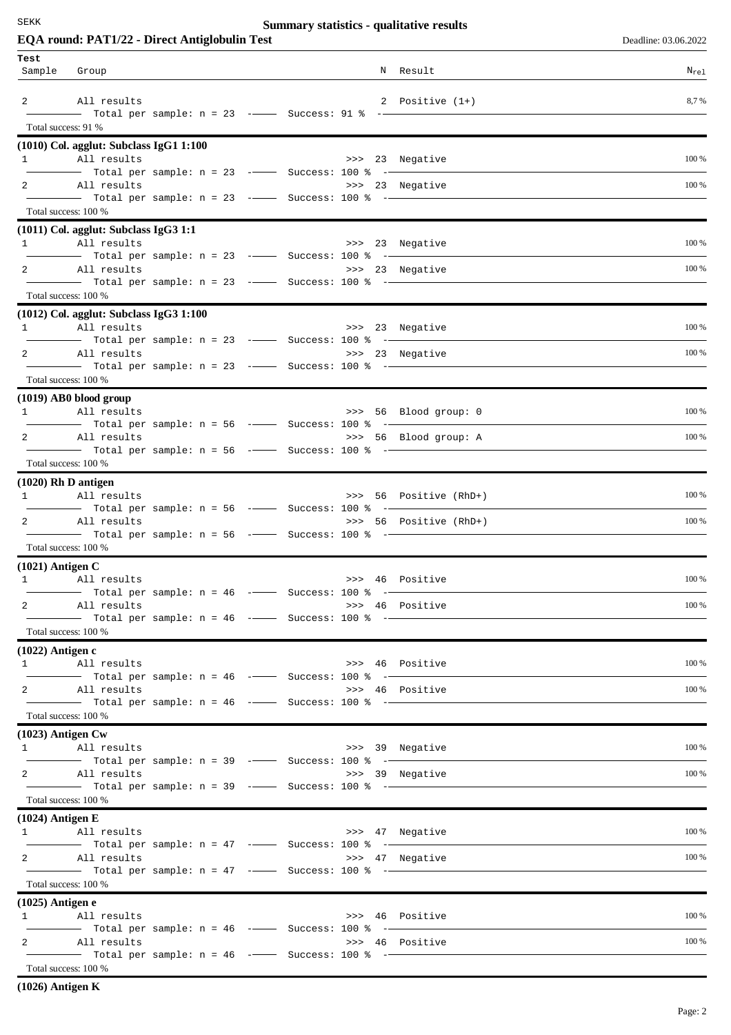**Summary statistics - qualitative results**

**EQA round: PAT1/22 - Direct Antiglobulin Test** — Deadline: 03.06.2022

| Test Sample | Group | | N | Result | $N_{rel}$ |
|---|---|---|---|---|---|
| 2 | All results | | 2 | Positive (1+) | 8,7 % |
| | Total per sample: n = 23 | Success: 91 % | | | |

Total success: 91 %

**(1010) Col. agglut: Subclass IgG1 1:100**

| Sample | Group | | N | Result | $N_{rel}$ |
|---|---|---|---|---|---|
| 1 | All results | >>> | 23 | Negative | 100 % |
| | Total per sample: n = 23 | Success: 100 % | | | |
| 2 | All results | >>> | 23 | Negative | 100 % |
| | Total per sample: n = 23 | Success: 100 % | | | |

Total success: 100 %

**(1011) Col. agglut: Subclass IgG3 1:1**

| Sample | Group | | N | Result | $N_{rel}$ |
|---|---|---|---|---|---|
| 1 | All results | >>> | 23 | Negative | 100 % |
| | Total per sample: n = 23 | Success: 100 % | | | |
| 2 | All results | >>> | 23 | Negative | 100 % |
| | Total per sample: n = 23 | Success: 100 % | | | |

Total success: 100 %

**(1012) Col. agglut: Subclass IgG3 1:100**

| Sample | Group | | N | Result | $N_{rel}$ |
|---|---|---|---|---|---|
| 1 | All results | >>> | 23 | Negative | 100 % |
| | Total per sample: n = 23 | Success: 100 % | | | |
| 2 | All results | >>> | 23 | Negative | 100 % |
| | Total per sample: n = 23 | Success: 100 % | | | |

Total success: 100 %

**(1019) AB0 blood group**

| Sample | Group | | N | Result | $N_{rel}$ |
|---|---|---|---|---|---|
| 1 | All results | >>> | 56 | Blood group: 0 | 100 % |
| | Total per sample: n = 56 | Success: 100 % | | | |
| 2 | All results | >>> | 56 | Blood group: A | 100 % |
| | Total per sample: n = 56 | Success: 100 % | | | |

Total success: 100 %

**(1020) Rh D antigen**

| Sample | Group | | N | Result | $N_{rel}$ |
|---|---|---|---|---|---|
| 1 | All results | >>> | 56 | Positive (RhD+) | 100 % |
| | Total per sample: n = 56 | Success: 100 % | | | |
| 2 | All results | >>> | 56 | Positive (RhD+) | 100 % |
| | Total per sample: n = 56 | Success: 100 % | | | |

Total success: 100 %

**(1021) Antigen C**

| Sample | Group | | N | Result | $N_{rel}$ |
|---|---|---|---|---|---|
| 1 | All results | >>> | 46 | Positive | 100 % |
| | Total per sample: n = 46 | Success: 100 % | | | |
| 2 | All results | >>> | 46 | Positive | 100 % |
| | Total per sample: n = 46 | Success: 100 % | | | |

Total success: 100 %

**(1022) Antigen c**

| Sample | Group | | N | Result | $N_{rel}$ |
|---|---|---|---|---|---|
| 1 | All results | >>> | 46 | Positive | 100 % |
| | Total per sample: n = 46 | Success: 100 % | | | |
| 2 | All results | >>> | 46 | Positive | 100 % |
| | Total per sample: n = 46 | Success: 100 % | | | |

Total success: 100 %

**(1023) Antigen Cw**

| Sample | Group | | N | Result | $N_{rel}$ |
|---|---|---|---|---|---|
| 1 | All results | >>> | 39 | Negative | 100 % |
| | Total per sample: n = 39 | Success: 100 % | | | |
| 2 | All results | >>> | 39 | Negative | 100 % |
| | Total per sample: n = 39 | Success: 100 % | | | |

Total success: 100 %

**(1024) Antigen E**

| Sample | Group | | N | Result | $N_{rel}$ |
|---|---|---|---|---|---|
| 1 | All results | >>> | 47 | Negative | 100 % |
| | Total per sample: n = 47 | Success: 100 % | | | |
| 2 | All results | >>> | 47 | Negative | 100 % |
| | Total per sample: n = 47 | Success: 100 % | | | |

Total success: 100 %

**(1025) Antigen e**

| Sample | Group | | N | Result | $N_{rel}$ |
|---|---|---|---|---|---|
| 1 | All results | >>> | 46 | Positive | 100 % |
| | Total per sample: n = 46 | Success: 100 % | | | |
| 2 | All results | >>> | 46 | Positive | 100 % |
| | Total per sample: n = 46 | Success: 100 % | | | |

Total success: 100 %

**(1026) Antigen K**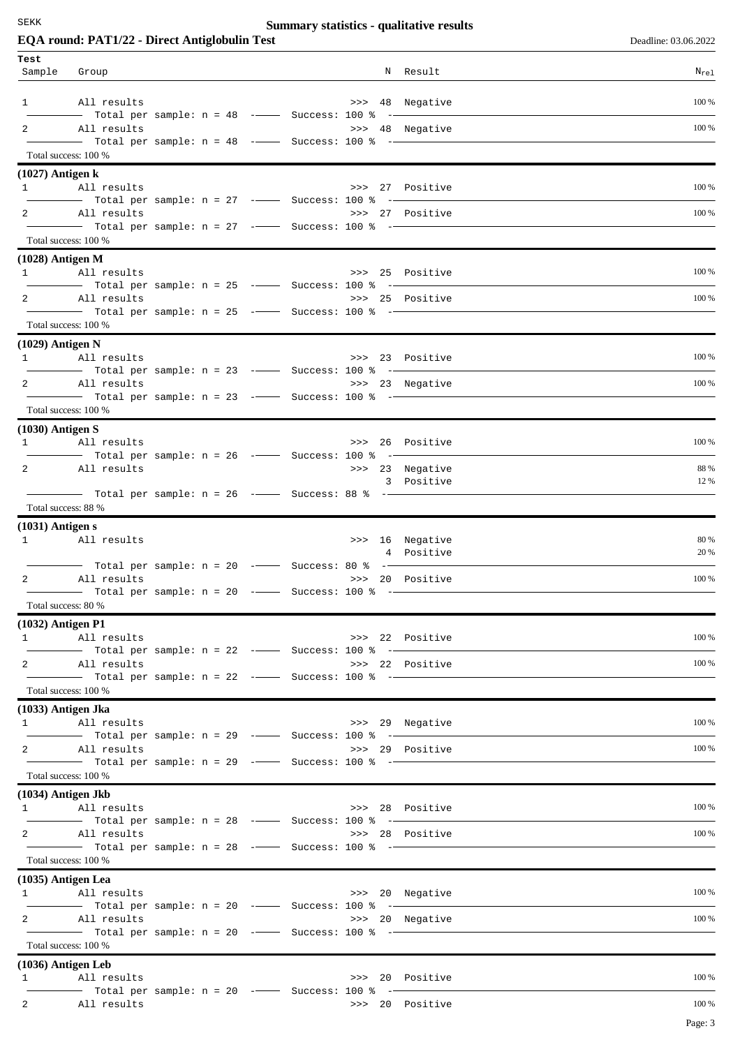SEKK

**Summary statistics - qualitative results**

**EQA round: PAT1/22 - Direct Antiglobulin Test**

Deadline: 03.06.2022

| Test Sample | Group | N | Result | $N_{rel}$ |
|---|---|---|---|---|
| 1 | All results | >>> 48 | Negative | 100 % |
| | Total per sample: n = 48 — Success: 100 % | | | |
| 2 | All results | >>> 48 | Negative | 100 % |
| | Total per sample: n = 48 — Success: 100 % | | | |
| Total success: 100 % | | | | |

**(1027) Antigen k**

| Sample | Group | N | Result | $N_{rel}$ |
|---|---|---|---|---|
| 1 | All results | >>> 27 | Positive | 100 % |
| | Total per sample: n = 27 — Success: 100 % | | | |
| 2 | All results | >>> 27 | Positive | 100 % |
| | Total per sample: n = 27 — Success: 100 % | | | |
| Total success: 100 % | | | | |

**(1028) Antigen M**

| Sample | Group | N | Result | $N_{rel}$ |
|---|---|---|---|---|
| 1 | All results | >>> 25 | Positive | 100 % |
| | Total per sample: n = 25 — Success: 100 % | | | |
| 2 | All results | >>> 25 | Positive | 100 % |
| | Total per sample: n = 25 — Success: 100 % | | | |
| Total success: 100 % | | | | |

**(1029) Antigen N**

| Sample | Group | N | Result | $N_{rel}$ |
|---|---|---|---|---|
| 1 | All results | >>> 23 | Positive | 100 % |
| | Total per sample: n = 23 — Success: 100 % | | | |
| 2 | All results | >>> 23 | Negative | 100 % |
| | Total per sample: n = 23 — Success: 100 % | | | |
| Total success: 100 % | | | | |

**(1030) Antigen S**

| Sample | Group | N | Result | $N_{rel}$ |
|---|---|---|---|---|
| 1 | All results | >>> 26 | Positive | 100 % |
| | Total per sample: n = 26 — Success: 100 % | | | |
| 2 | All results | >>> 23 | Negative | 88 % |
| | | 3 | Positive | 12 % |
| | Total per sample: n = 26 — Success: 88 % | | | |
| Total success: 88 % | | | | |

**(1031) Antigen s**

| Sample | Group | N | Result | $N_{rel}$ |
|---|---|---|---|---|
| 1 | All results | >>> 16 | Negative | 80 % |
| | | 4 | Positive | 20 % |
| | Total per sample: n = 20 — Success: 80 % | | | |
| 2 | All results | >>> 20 | Positive | 100 % |
| | Total per sample: n = 20 — Success: 100 % | | | |
| Total success: 80 % | | | | |

**(1032) Antigen P1**

| Sample | Group | N | Result | $N_{rel}$ |
|---|---|---|---|---|
| 1 | All results | >>> 22 | Positive | 100 % |
| | Total per sample: n = 22 — Success: 100 % | | | |
| 2 | All results | >>> 22 | Positive | 100 % |
| | Total per sample: n = 22 — Success: 100 % | | | |
| Total success: 100 % | | | | |

**(1033) Antigen Jka**

| Sample | Group | N | Result | $N_{rel}$ |
|---|---|---|---|---|
| 1 | All results | >>> 29 | Negative | 100 % |
| | Total per sample: n = 29 — Success: 100 % | | | |
| 2 | All results | >>> 29 | Positive | 100 % |
| | Total per sample: n = 29 — Success: 100 % | | | |
| Total success: 100 % | | | | |

**(1034) Antigen Jkb**

| Sample | Group | N | Result | $N_{rel}$ |
|---|---|---|---|---|
| 1 | All results | >>> 28 | Positive | 100 % |
| | Total per sample: n = 28 — Success: 100 % | | | |
| 2 | All results | >>> 28 | Positive | 100 % |
| | Total per sample: n = 28 — Success: 100 % | | | |
| Total success: 100 % | | | | |

**(1035) Antigen Lea**

| Sample | Group | N | Result | $N_{rel}$ |
|---|---|---|---|---|
| 1 | All results | >>> 20 | Negative | 100 % |
| | Total per sample: n = 20 — Success: 100 % | | | |
| 2 | All results | >>> 20 | Negative | 100 % |
| | Total per sample: n = 20 — Success: 100 % | | | |
| Total success: 100 % | | | | |

**(1036) Antigen Leb**

| Sample | Group | N | Result | $N_{rel}$ |
|---|---|---|---|---|
| 1 | All results | >>> 20 | Positive | 100 % |
| | Total per sample: n = 20 — Success: 100 % | | | |
| 2 | All results | >>> 20 | Positive | 100 % |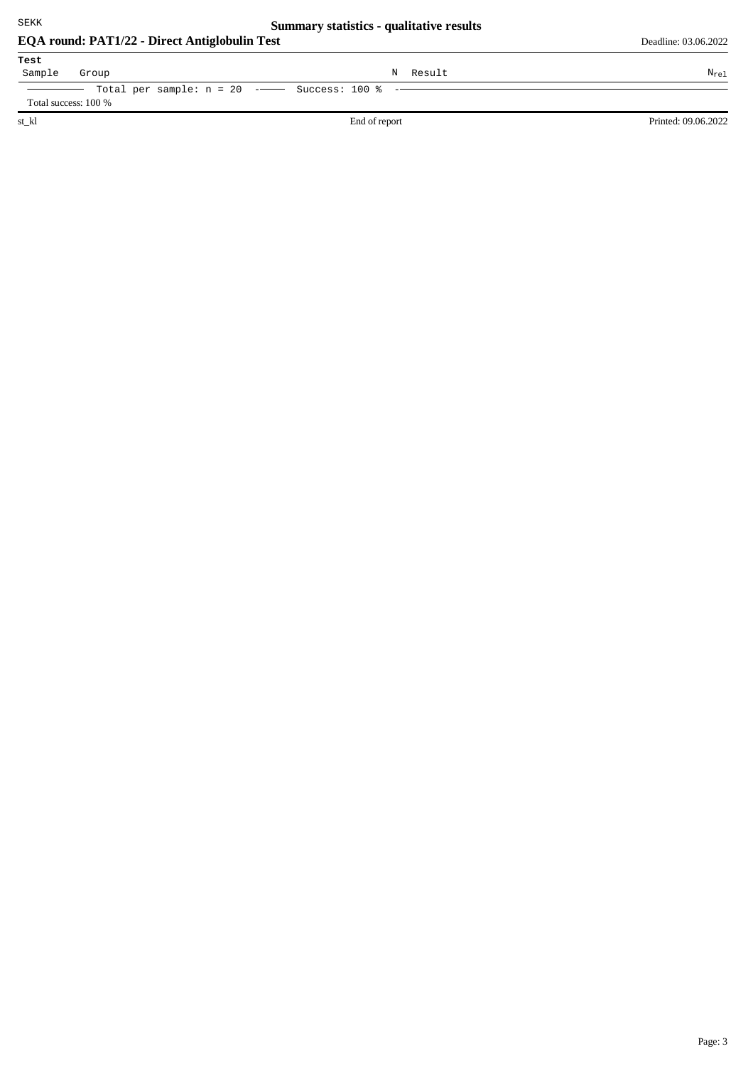# Summary statistics - qualitative results

## EQA round: PAT1/22 - Direct Antiglobulin Test

Deadline: 03.06.2022

**Test**

| Sample | Group | N | Result | $N_{rel}$ |
| --- | --- | --- | --- | --- |

Total per sample: n = 20 — Success: 100 %

Total success: 100 %

End of report

Printed: 09.06.2022